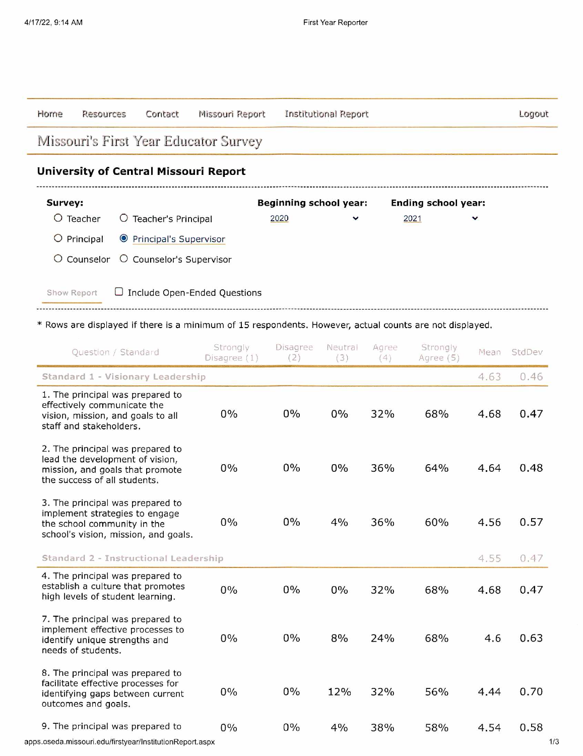Home | Resources | Contact | Missouri Report | Institutional Report | Logout

# Missouri's First Year Educator Survey

## University of Central Missouri Report

**Survey:**

- ○ Teacher
- ○ Teacher's Principal
- ○ Principal
- ◉ Principal's Supervisor
- ○ Counselor
- ○ Counselor's Supervisor

**Beginning school year:** 2020

**Ending school year:** 2021

Show Report ☐ Include Open-Ended Questions

\* Rows are displayed if there is a minimum of 15 respondents. However, actual counts are not displayed.

| Question / Standard | Strongly Disagree (1) | Disagree (2) | Neutral (3) | Agree (4) | Strongly Agree (5) | Mean | StdDev |
|---|---|---|---|---|---|---|---|
| **Standard 1 - Visionary Leadership** | | | | | | 4.63 | 0.46 |
| 1. The principal was prepared to effectively communicate the vision, mission, and goals to all staff and stakeholders. | 0% | 0% | 0% | 32% | 68% | 4.68 | 0.47 |
| 2. The principal was prepared to lead the development of vision, mission, and goals that promote the success of all students. | 0% | 0% | 0% | 36% | 64% | 4.64 | 0.48 |
| 3. The principal was prepared to implement strategies to engage the school community in the school's vision, mission, and goals. | 0% | 0% | 4% | 36% | 60% | 4.56 | 0.57 |
| **Standard 2 - Instructional Leadership** | | | | | | 4.55 | 0.47 |
| 4. The principal was prepared to establish a culture that promotes high levels of student learning. | 0% | 0% | 0% | 32% | 68% | 4.68 | 0.47 |
| 7. The principal was prepared to implement effective processes to identify unique strengths and needs of students. | 0% | 0% | 8% | 24% | 68% | 4.6 | 0.63 |
| 8. The principal was prepared to facilitate effective processes for identifying gaps between current outcomes and goals. | 0% | 0% | 12% | 32% | 56% | 4.44 | 0.70 |
| 9. The principal was prepared to | 0% | 0% | 4% | 38% | 58% | 4.54 | 0.58 |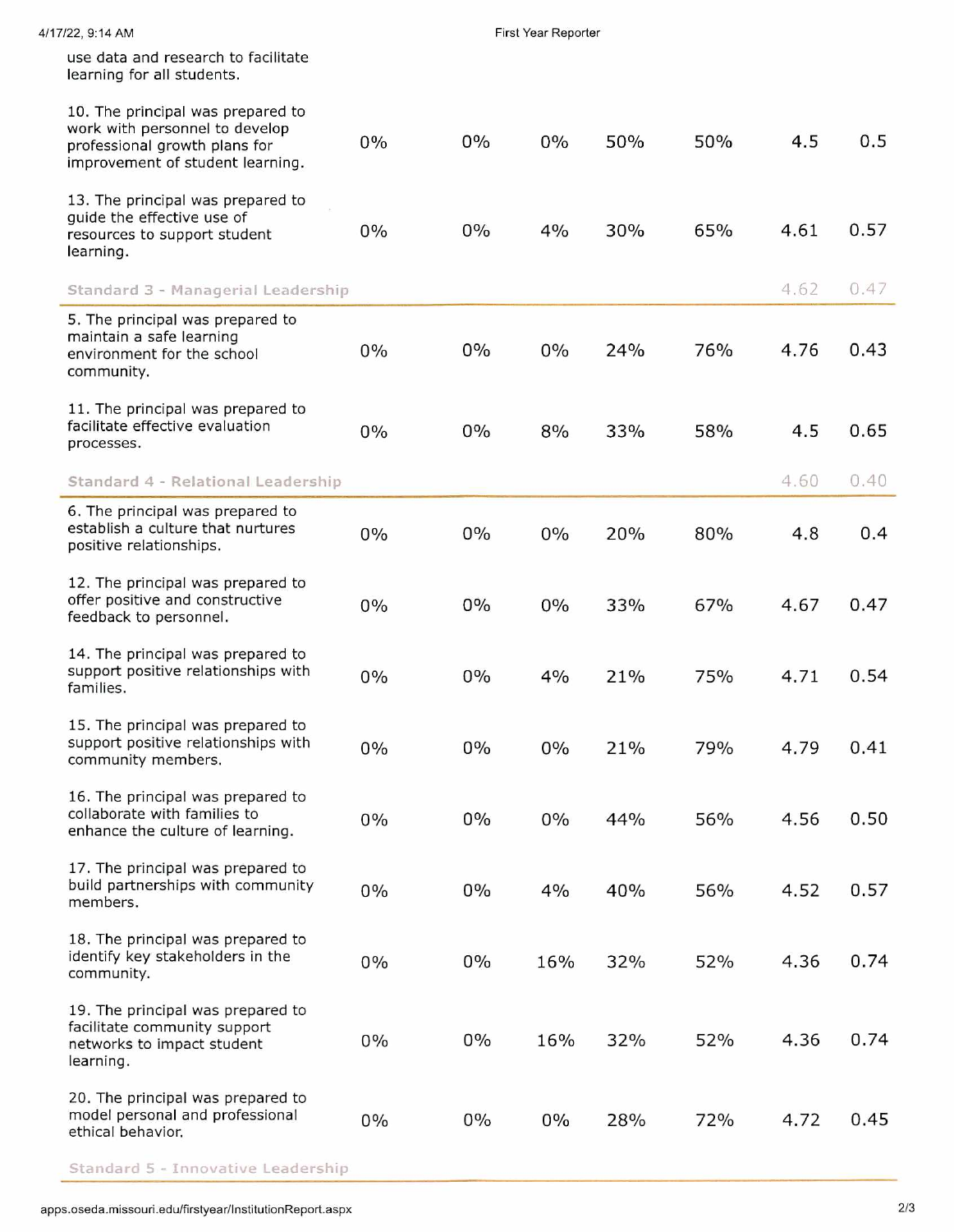| | | | | | | | |
|---|---|---|---|---|---|---|---|
| use data and research to facilitate learning for all students. | | | | | | | |
| 10. The principal was prepared to work with personnel to develop professional growth plans for improvement of student learning. | 0% | 0% | 0% | 50% | 50% | 4.5 | 0.5 |
| 13. The principal was prepared to guide the effective use of resources to support student learning. | 0% | 0% | 4% | 30% | 65% | 4.61 | 0.57 |
| **Standard 3 - Managerial Leadership** | | | | | | 4.62 | 0.47 |
| 5. The principal was prepared to maintain a safe learning environment for the school community. | 0% | 0% | 0% | 24% | 76% | 4.76 | 0.43 |
| 11. The principal was prepared to facilitate effective evaluation processes. | 0% | 0% | 8% | 33% | 58% | 4.5 | 0.65 |
| **Standard 4 - Relational Leadership** | | | | | | 4.60 | 0.40 |
| 6. The principal was prepared to establish a culture that nurtures positive relationships. | 0% | 0% | 0% | 20% | 80% | 4.8 | 0.4 |
| 12. The principal was prepared to offer positive and constructive feedback to personnel. | 0% | 0% | 0% | 33% | 67% | 4.67 | 0.47 |
| 14. The principal was prepared to support positive relationships with families. | 0% | 0% | 4% | 21% | 75% | 4.71 | 0.54 |
| 15. The principal was prepared to support positive relationships with community members. | 0% | 0% | 0% | 21% | 79% | 4.79 | 0.41 |
| 16. The principal was prepared to collaborate with families to enhance the culture of learning. | 0% | 0% | 0% | 44% | 56% | 4.56 | 0.50 |
| 17. The principal was prepared to build partnerships with community members. | 0% | 0% | 4% | 40% | 56% | 4.52 | 0.57 |
| 18. The principal was prepared to identify key stakeholders in the community. | 0% | 0% | 16% | 32% | 52% | 4.36 | 0.74 |
| 19. The principal was prepared to facilitate community support networks to impact student learning. | 0% | 0% | 16% | 32% | 52% | 4.36 | 0.74 |
| 20. The principal was prepared to model personal and professional ethical behavior. | 0% | 0% | 0% | 28% | 72% | 4.72 | 0.45 |
| **Standard 5 - Innovative Leadership** | | | | | | | |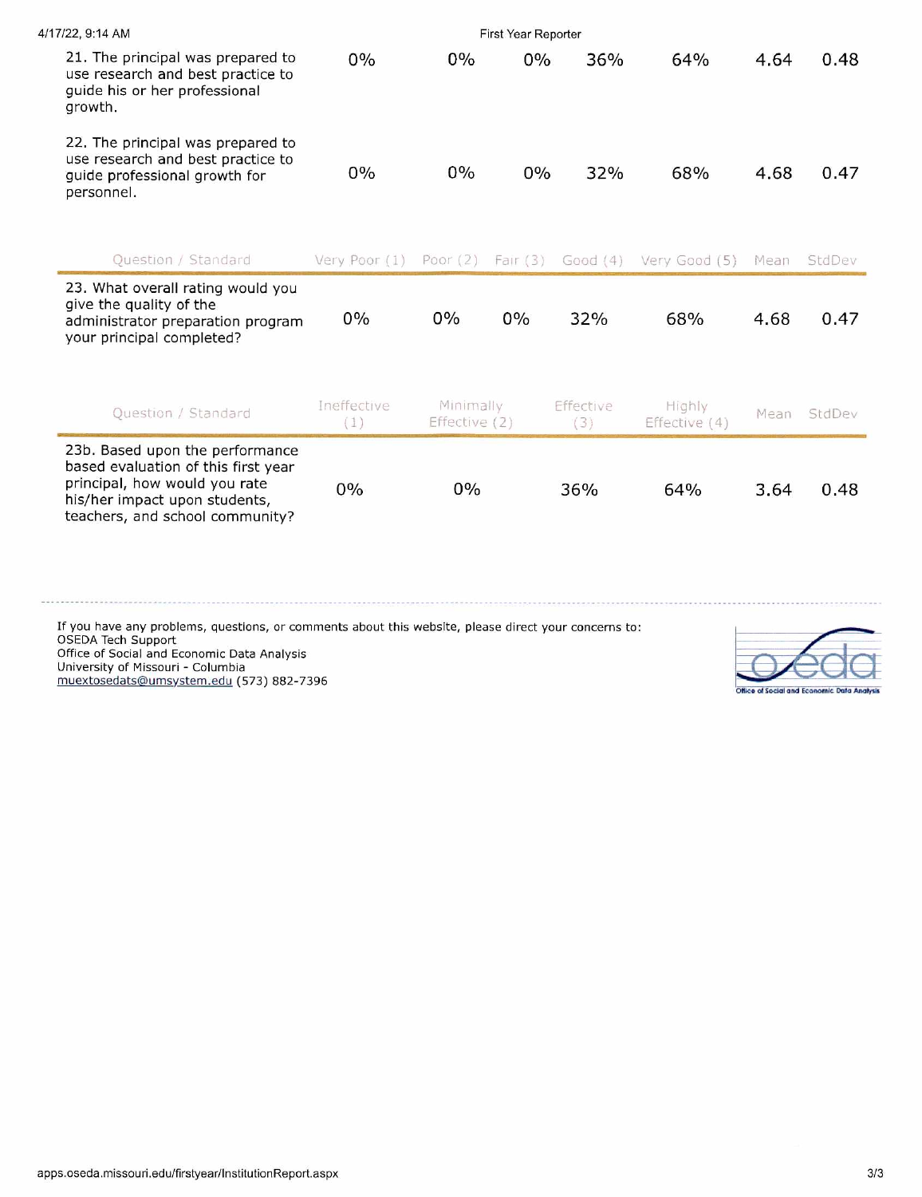| | | | | | | | |
|---|---|---|---|---|---|---|---|
| 21. The principal was prepared to use research and best practice to guide his or her professional growth. | 0% | 0% | 0% | 36% | 64% | 4.64 | 0.48 |
| 22. The principal was prepared to use research and best practice to guide professional growth for personnel. | 0% | 0% | 0% | 32% | 68% | 4.68 | 0.47 |

| Question / Standard | Very Poor (1) | Poor (2) | Fair (3) | Good (4) | Very Good (5) | Mean | StdDev |
|---|---|---|---|---|---|---|---|
| 23. What overall rating would you give the quality of the administrator preparation program your principal completed? | 0% | 0% | 0% | 32% | 68% | 4.68 | 0.47 |

| Question / Standard | Ineffective (1) | Minimally Effective (2) | Effective (3) | Highly Effective (4) | Mean | StdDev |
|---|---|---|---|---|---|---|
| 23b. Based upon the performance based evaluation of this first year principal, how would you rate his/her impact upon students, teachers, and school community? | 0% | 0% | 36% | 64% | 3.64 | 0.48 |

If you have any problems, questions, or comments about this website, please direct your concerns to:
OSEDA Tech Support
Office of Social and Economic Data Analysis
University of Missouri - Columbia
muextosedats@umsystem.edu (573) 882-7396